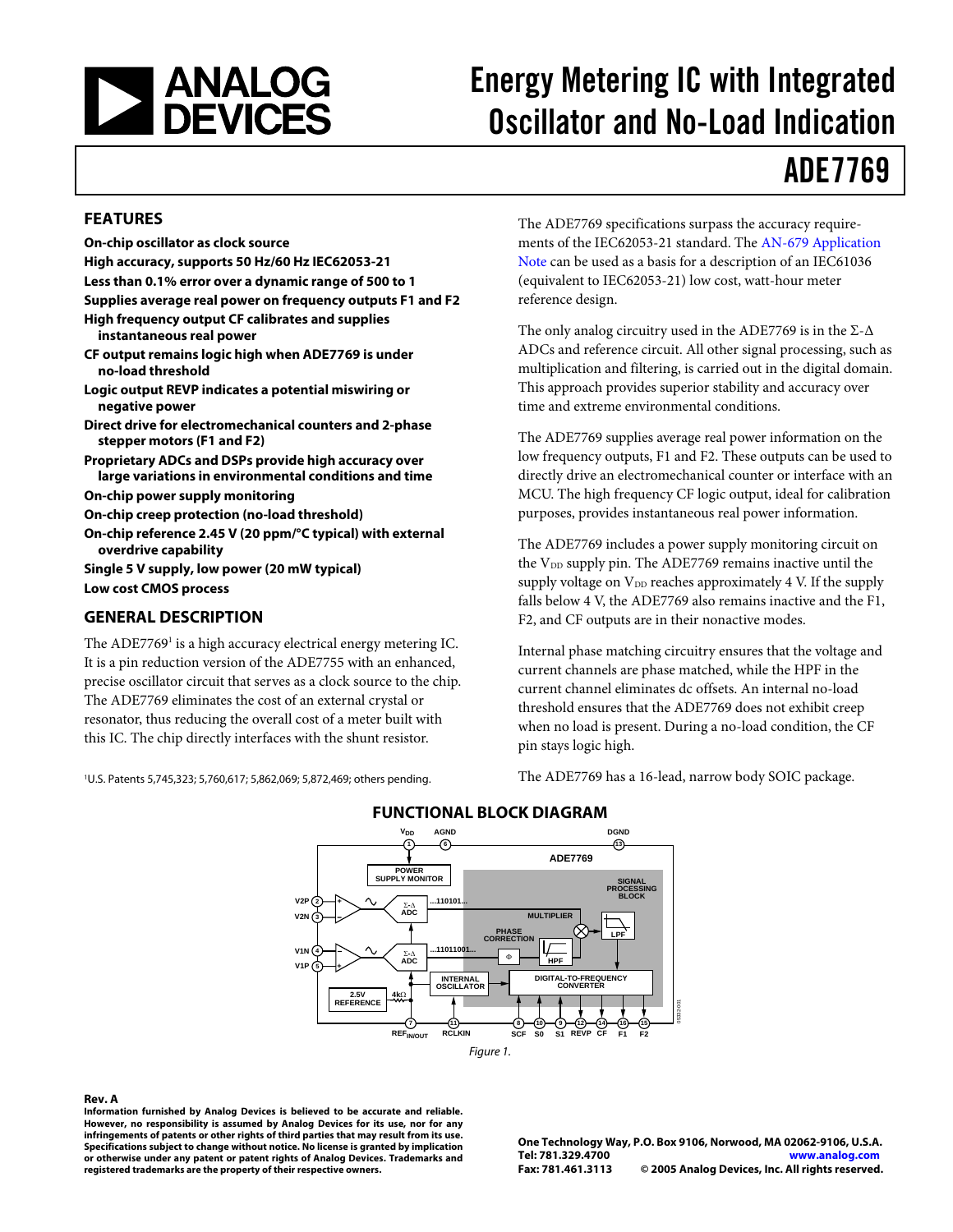# Energy Metering IC with Integrated Oscillator and No-Load Indication

# ADE7769

## FEATURES

- **On-chip oscillator as clock source**
- **High accuracy, supports 50 Hz/60 Hz IEC62053-21**
- **Less than 0.1% error over a dynamic range of 500 to 1**
- **Supplies average real power on frequency outputs F1 and F2**
- **High frequency output CF calibrates and supplies instantaneous real power**
- **CF output remains logic high when ADE7769 is under no-load threshold**
- **Logic output REVP indicates a potential miswiring or negative power**
- **Direct drive for electromechanical counters and 2-phase stepper motors (F1 and F2)**
- **Proprietary ADCs and DSPs provide high accuracy over large variations in environmental conditions and time**
- **On-chip power supply monitoring**
- **On-chip creep protection (no-load threshold)**
- **On-chip reference 2.45 V (20 ppm/°C typical) with external overdrive capability**
- **Single 5 V supply, low power (20 mW typical)**
- **Low cost CMOS process**

## GENERAL DESCRIPTION

The ADE7769[1] is a high accuracy electrical energy metering IC. It is a pin reduction version of the ADE7755 with an enhanced, precise oscillator circuit that serves as a clock source to the chip. The ADE7769 eliminates the cost of an external crystal or resonator, thus reducing the overall cost of a meter built with this IC. The chip directly interfaces with the shunt resistor.

[1]U.S. Patents 5,745,323; 5,760,617; 5,862,069; 5,872,469; others pending.

The ADE7769 specifications surpass the accuracy requirements of the IEC62053-21 standard. The AN-679 Application Note can be used as a basis for a description of an IEC61036 (equivalent to IEC62053-21) low cost, watt-hour meter reference design.

The only analog circuitry used in the ADE7769 is in the Σ-Δ ADCs and reference circuit. All other signal processing, such as multiplication and filtering, is carried out in the digital domain. This approach provides superior stability and accuracy over time and extreme environmental conditions.

The ADE7769 supplies average real power information on the low frequency outputs, F1 and F2. These outputs can be used to directly drive an electromechanical counter or interface with an MCU. The high frequency CF logic output, ideal for calibration purposes, provides instantaneous real power information.

The ADE7769 includes a power supply monitoring circuit on the $V_{DD}$ supply pin. The ADE7769 remains inactive until the supply voltage on $V_{DD}$ reaches approximately 4 V. If the supply falls below 4 V, the ADE7769 also remains inactive and the F1, F2, and CF outputs are in their nonactive modes.

Internal phase matching circuitry ensures that the voltage and current channels are phase matched, while the HPF in the current channel eliminates dc offsets. An internal no-load threshold ensures that the ADE7769 does not exhibit creep when no load is present. During a no-load condition, the CF pin stays logic high.

The ADE7769 has a 16-lead, narrow body SOIC package.

## FUNCTIONAL BLOCK DIAGRAM

Figure 1.

**Rev. A**

**Information furnished by Analog Devices is believed to be accurate and reliable. However, no responsibility is assumed by Analog Devices for its use, nor for any infringements of patents or other rights of third parties that may result from its use. Specifications subject to change without notice. No license is granted by implication or otherwise under any patent or patent rights of Analog Devices. Trademarks and registered trademarks are the property of their respective owners.**

**One Technology Way, P.O. Box 9106, Norwood, MA 02062-9106, U.S.A.**
**Tel: 781.329.4700** **www.analog.com**
**Fax: 781.461.3113** **© 2005 Analog Devices, Inc. All rights reserved.**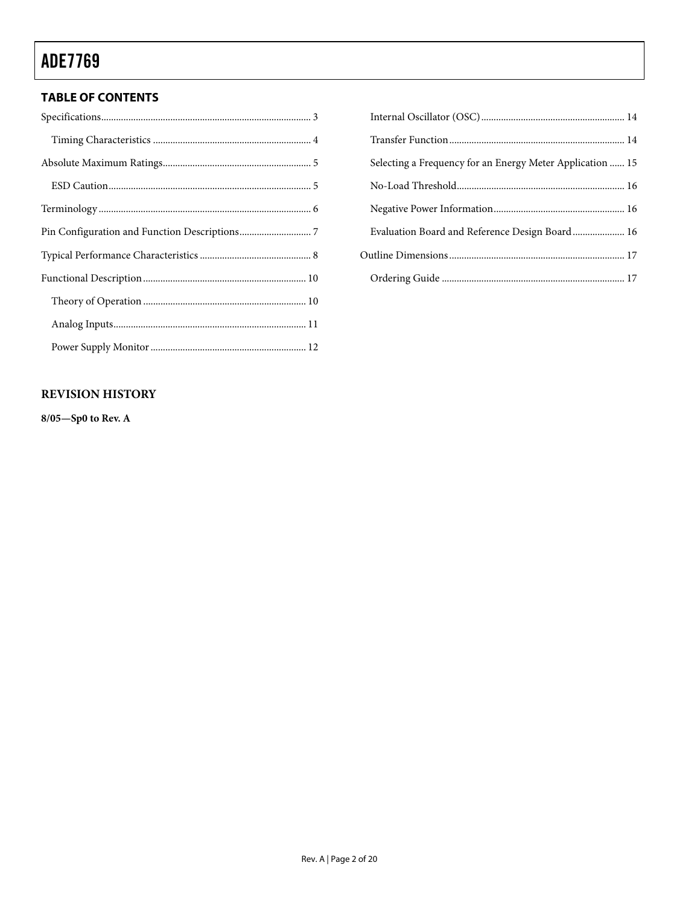## TABLE OF CONTENTS

Specifications ... 3

- Timing Characteristics ... 4

Absolute Maximum Ratings ... 5

- ESD Caution ... 5

Terminology ... 6

Pin Configuration and Function Descriptions ... 7

Typical Performance Characteristics ... 8

Functional Description ... 10

- Theory of Operation ... 10
- Analog Inputs ... 11
- Power Supply Monitor ... 12
- Internal Oscillator (OSC) ... 14
- Transfer Function ... 14
- Selecting a Frequency for an Energy Meter Application ... 15
- No-Load Threshold ... 16
- Negative Power Information ... 16
- Evaluation Board and Reference Design Board ... 16

Outline Dimensions ... 17

- Ordering Guide ... 17

## REVISION HISTORY

**8/05—Sp0 to Rev. A**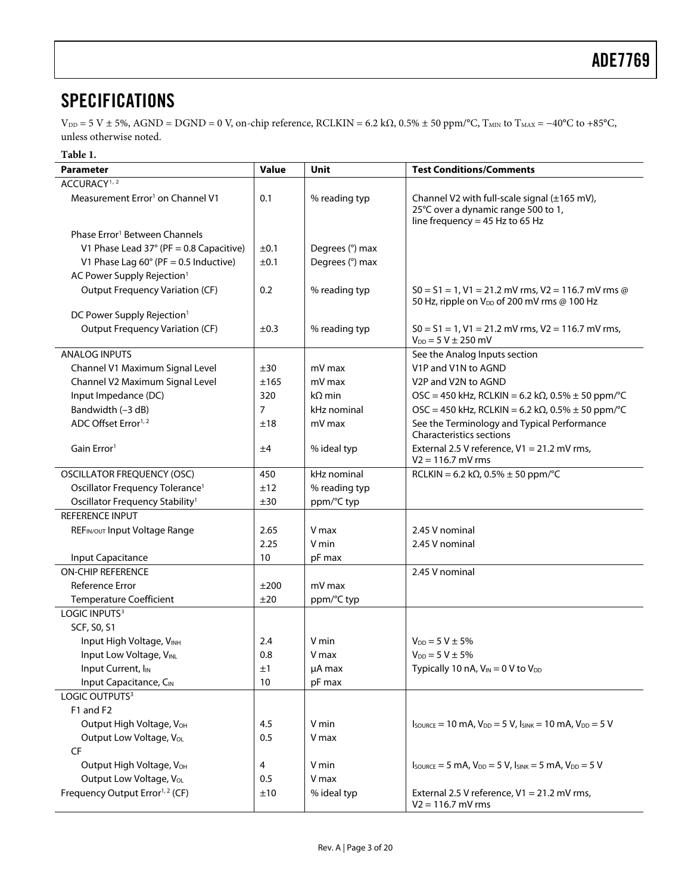## SPECIFICATIONS

$V_{DD}$ = 5 V ± 5%, AGND = DGND = 0 V, on-chip reference, RCLKIN = 6.2 kΩ, 0.5% ± 50 ppm/°C, $T_{MIN}$ to $T_{MAX}$ = −40°C to +85°C, unless otherwise noted.

**Table 1.**

| Parameter | Value | Unit | Test Conditions/Comments |
|---|---|---|---|
| ACCURACY[1, 2] | | | |
| Measurement Error[1] on Channel V1 | 0.1 | % reading typ | Channel V2 with full-scale signal (±165 mV), 25°C over a dynamic range 500 to 1, line frequency = 45 Hz to 65 Hz |
| Phase Error[1] Between Channels | | | |
| V1 Phase Lead 37° (PF = 0.8 Capacitive) | ±0.1 | Degrees (°) max | |
| V1 Phase Lag 60° (PF = 0.5 Inductive) | ±0.1 | Degrees (°) max | |
| AC Power Supply Rejection[1] | | | |
| Output Frequency Variation (CF) | 0.2 | % reading typ | S0 = S1 = 1, V1 = 21.2 mV rms, V2 = 116.7 mV rms @ 50 Hz, ripple on $V_{DD}$ of 200 mV rms @ 100 Hz |
| DC Power Supply Rejection[1] | | | |
| Output Frequency Variation (CF) | ±0.3 | % reading typ | S0 = S1 = 1, V1 = 21.2 mV rms, V2 = 116.7 mV rms, $V_{DD}$ = 5 V ± 250 mV |
| ANALOG INPUTS | | | See the Analog Inputs section |
| Channel V1 Maximum Signal Level | ±30 | mV max | V1P and V1N to AGND |
| Channel V2 Maximum Signal Level | ±165 | mV max | V2P and V2N to AGND |
| Input Impedance (DC) | 320 | kΩ min | OSC = 450 kHz, RCLKIN = 6.2 kΩ, 0.5% ± 50 ppm/°C |
| Bandwidth (−3 dB) | 7 | kHz nominal | OSC = 450 kHz, RCLKIN = 6.2 kΩ, 0.5% ± 50 ppm/°C |
| ADC Offset Error[1, 2] | ±18 | mV max | See the Terminology and Typical Performance Characteristics sections |
| Gain Error[1] | ±4 | % ideal typ | External 2.5 V reference, V1 = 21.2 mV rms, V2 = 116.7 mV rms |
| OSCILLATOR FREQUENCY (OSC) | 450 | kHz nominal | RCLKIN = 6.2 kΩ, 0.5% ± 50 ppm/°C |
| Oscillator Frequency Tolerance[1] | ±12 | % reading typ | |
| Oscillator Frequency Stability[1] | ±30 | ppm/°C typ | |
| REFERENCE INPUT | | | |
| $REF_{IN/OUT}$ Input Voltage Range | 2.65 | V max | 2.45 V nominal |
| | 2.25 | V min | 2.45 V nominal |
| Input Capacitance | 10 | pF max | |
| ON-CHIP REFERENCE | | | 2.45 V nominal |
| Reference Error | ±200 | mV max | |
| Temperature Coefficient | ±20 | ppm/°C typ | |
| LOGIC INPUTS[3] | | | |
| SCF, S0, S1 | | | |
| Input High Voltage, $V_{INH}$ | 2.4 | V min | $V_{DD}$ = 5 V ± 5% |
| Input Low Voltage, $V_{INL}$ | 0.8 | V max | $V_{DD}$ = 5 V ± 5% |
| Input Current, $I_{IN}$ | ±1 | μA max | Typically 10 nA, $V_{IN}$ = 0 V to $V_{DD}$ |
| Input Capacitance, $C_{IN}$ | 10 | pF max | |
| LOGIC OUTPUTS[3] | | | |
| F1 and F2 | | | |
| Output High Voltage, $V_{OH}$ | 4.5 | V min | $I_{SOURCE}$ = 10 mA, $V_{DD}$ = 5 V, $I_{SINK}$ = 10 mA, $V_{DD}$ = 5 V |
| Output Low Voltage, $V_{OL}$ | 0.5 | V max | |
| CF | | | |
| Output High Voltage, $V_{OH}$ | 4 | V min | $I_{SOURCE}$ = 5 mA, $V_{DD}$ = 5 V, $I_{SINK}$ = 5 mA, $V_{DD}$ = 5 V |
| Output Low Voltage, $V_{OL}$ | 0.5 | V max | |
| Frequency Output Error[1, 2] (CF) | ±10 | % ideal typ | External 2.5 V reference, V1 = 21.2 mV rms, V2 = 116.7 mV rms |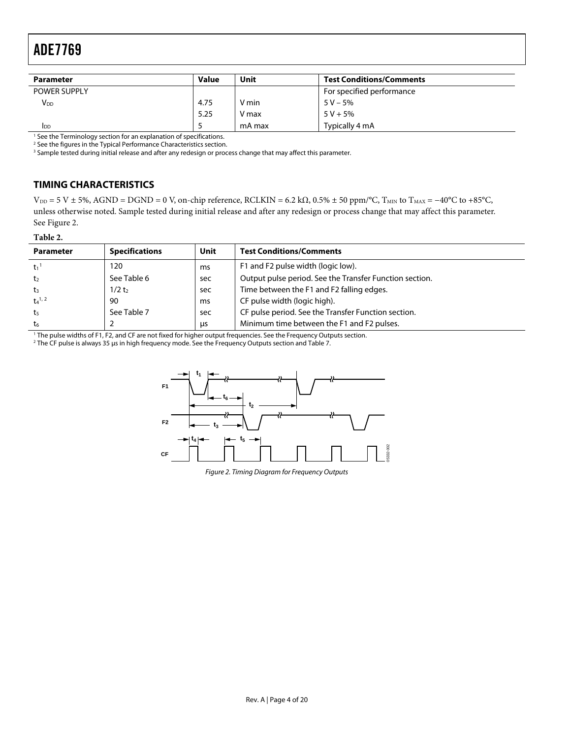| Parameter | Value | Unit | Test Conditions/Comments |
| --- | --- | --- | --- |
| POWER SUPPLY | | | For specified performance |
| $V_{DD}$ | 4.75 | V min | 5 V − 5% |
| | 5.25 | V max | 5 V + 5% |
| $I_{DD}$ | 5 | mA max | Typically 4 mA |

[1] See the Terminology section for an explanation of specifications.
[2] See the figures in the Typical Performance Characteristics section.
[3] Sample tested during initial release and after any redesign or process change that may affect this parameter.

## TIMING CHARACTERISTICS

$V_{DD}$ = 5 V ± 5%, AGND = DGND = 0 V, on-chip reference, RCLKIN = 6.2 kΩ, 0.5% ± 50 ppm/°C, $T_{MIN}$ to $T_{MAX}$ = −40°C to +85°C, unless otherwise noted. Sample tested during initial release and after any redesign or process change that may affect this parameter. See Figure 2.

**Table 2.**

| Parameter | Specifications | Unit | Test Conditions/Comments |
| --- | --- | --- | --- |
| $t_1$[1] | 120 | ms | F1 and F2 pulse width (logic low). |
| $t_2$ | See Table 6 | sec | Output pulse period. See the Transfer Function section. |
| $t_3$ | 1/2 $t_2$ | sec | Time between the F1 and F2 falling edges. |
| $t_4$[1, 2] | 90 | ms | CF pulse width (logic high). |
| $t_5$ | See Table 7 | sec | CF pulse period. See the Transfer Function section. |
| $t_6$ | 2 | μs | Minimum time between the F1 and F2 pulses. |

[1] The pulse widths of F1, F2, and CF are not fixed for higher output frequencies. See the Frequency Outputs section.
[2] The CF pulse is always 35 μs in high frequency mode. See the Frequency Outputs section and Table 7.

*Figure 2. Timing Diagram for Frequency Outputs*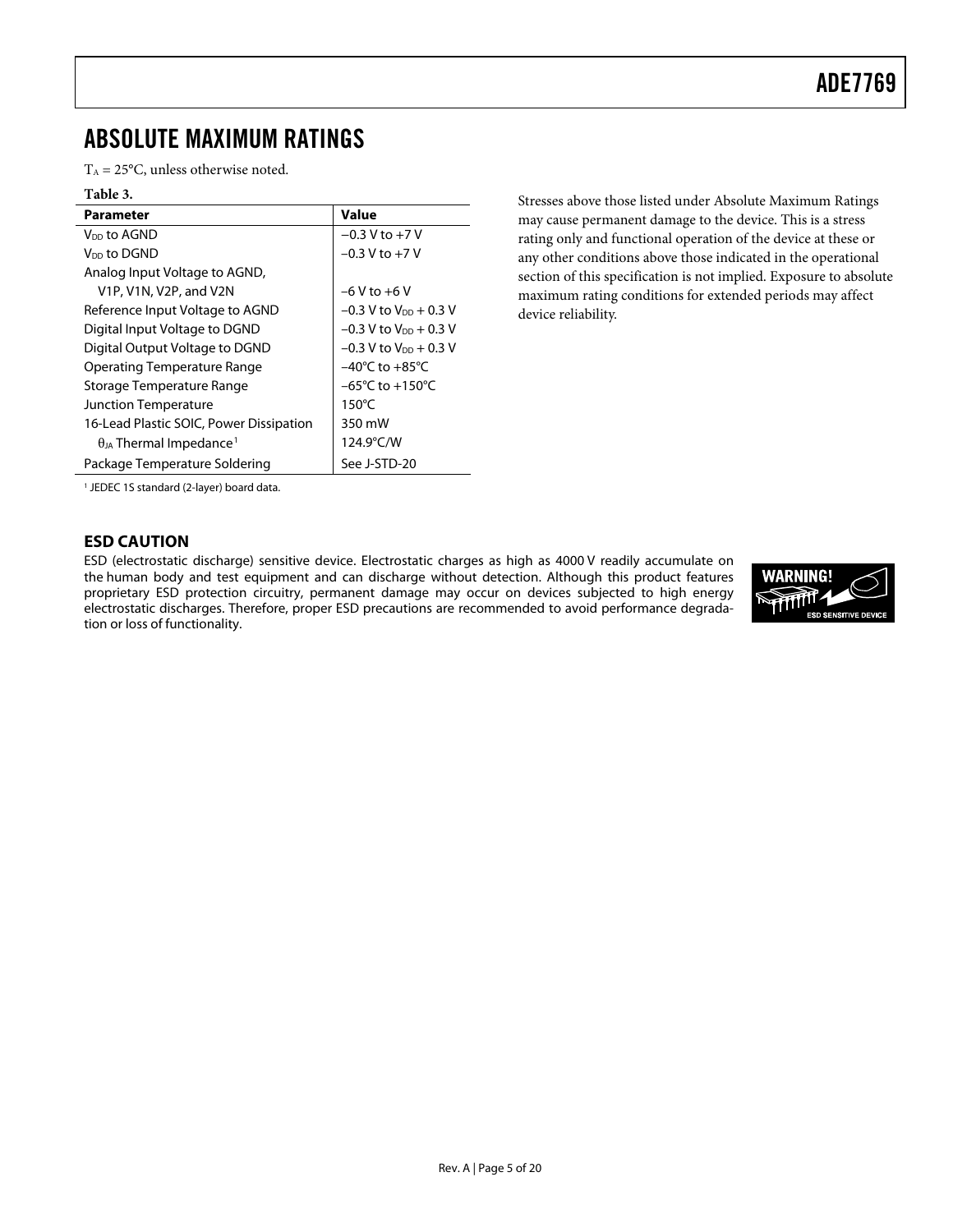# ABSOLUTE MAXIMUM RATINGS

$T_A$ = 25°C, unless otherwise noted.

**Table 3.**

| Parameter | Value |
|---|---|
| $V_{DD}$ to AGND | −0.3 V to +7 V |
| $V_{DD}$ to DGND | −0.3 V to +7 V |
| Analog Input Voltage to AGND, V1P, V1N, V2P, and V2N | −6 V to +6 V |
| Reference Input Voltage to AGND | −0.3 V to $V_{DD}$ + 0.3 V |
| Digital Input Voltage to DGND | −0.3 V to $V_{DD}$ + 0.3 V |
| Digital Output Voltage to DGND | −0.3 V to $V_{DD}$ + 0.3 V |
| Operating Temperature Range | −40°C to +85°C |
| Storage Temperature Range | −65°C to +150°C |
| Junction Temperature | 150°C |
| 16-Lead Plastic SOIC, Power Dissipation | 350 mW |
| $\theta_{JA}$ Thermal Impedance[1] | 124.9°C/W |
| Package Temperature Soldering | See J-STD-20 |

[1] JEDEC 1S standard (2-layer) board data.

Stresses above those listed under Absolute Maximum Ratings may cause permanent damage to the device. This is a stress rating only and functional operation of the device at these or any other conditions above those indicated in the operational section of this specification is not implied. Exposure to absolute maximum rating conditions for extended periods may affect device reliability.

## ESD CAUTION

ESD (electrostatic discharge) sensitive device. Electrostatic charges as high as 4000 V readily accumulate on the human body and test equipment and can discharge without detection. Although this product features proprietary ESD protection circuitry, permanent damage may occur on devices subjected to high energy electrostatic discharges. Therefore, proper ESD precautions are recommended to avoid performance degradation or loss of functionality.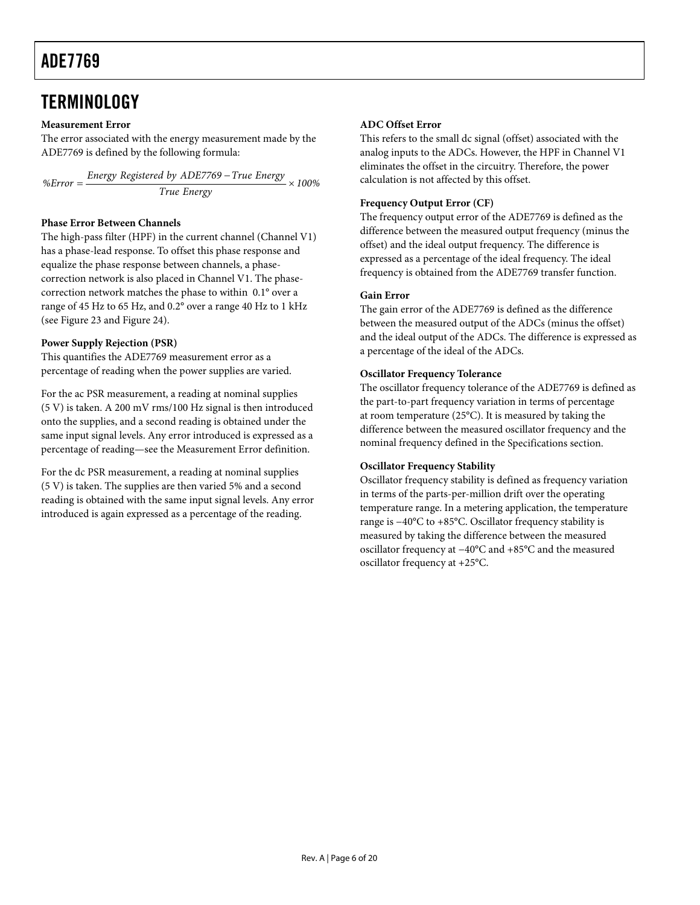## TERMINOLOGY

### Measurement Error

The error associated with the energy measurement made by the ADE7769 is defined by the following formula:

$$\%Error = \frac{Energy\ Registered\ by\ ADE7769 - True\ Energy}{True\ Energy} \times 100\%$$

### Phase Error Between Channels

The high-pass filter (HPF) in the current channel (Channel V1) has a phase-lead response. To offset this phase response and equalize the phase response between channels, a phase-correction network is also placed in Channel V1. The phase-correction network matches the phase to within 0.1° over a range of 45 Hz to 65 Hz, and 0.2° over a range 40 Hz to 1 kHz (see Figure 23 and Figure 24).

### Power Supply Rejection (PSR)

This quantifies the ADE7769 measurement error as a percentage of reading when the power supplies are varied.

For the ac PSR measurement, a reading at nominal supplies (5 V) is taken. A 200 mV rms/100 Hz signal is then introduced onto the supplies, and a second reading is obtained under the same input signal levels. Any error introduced is expressed as a percentage of reading—see the Measurement Error definition.

For the dc PSR measurement, a reading at nominal supplies (5 V) is taken. The supplies are then varied 5% and a second reading is obtained with the same input signal levels. Any error introduced is again expressed as a percentage of the reading.

### ADC Offset Error

This refers to the small dc signal (offset) associated with the analog inputs to the ADCs. However, the HPF in Channel V1 eliminates the offset in the circuitry. Therefore, the power calculation is not affected by this offset.

### Frequency Output Error (CF)

The frequency output error of the ADE7769 is defined as the difference between the measured output frequency (minus the offset) and the ideal output frequency. The difference is expressed as a percentage of the ideal frequency. The ideal frequency is obtained from the ADE7769 transfer function.

### Gain Error

The gain error of the ADE7769 is defined as the difference between the measured output of the ADCs (minus the offset) and the ideal output of the ADCs. The difference is expressed as a percentage of the ideal of the ADCs.

### Oscillator Frequency Tolerance

The oscillator frequency tolerance of the ADE7769 is defined as the part-to-part frequency variation in terms of percentage at room temperature (25°C). It is measured by taking the difference between the measured oscillator frequency and the nominal frequency defined in the Specifications section.

### Oscillator Frequency Stability

Oscillator frequency stability is defined as frequency variation in terms of the parts-per-million drift over the operating temperature range. In a metering application, the temperature range is −40°C to +85°C. Oscillator frequency stability is measured by taking the difference between the measured oscillator frequency at −40°C and +85°C and the measured oscillator frequency at +25°C.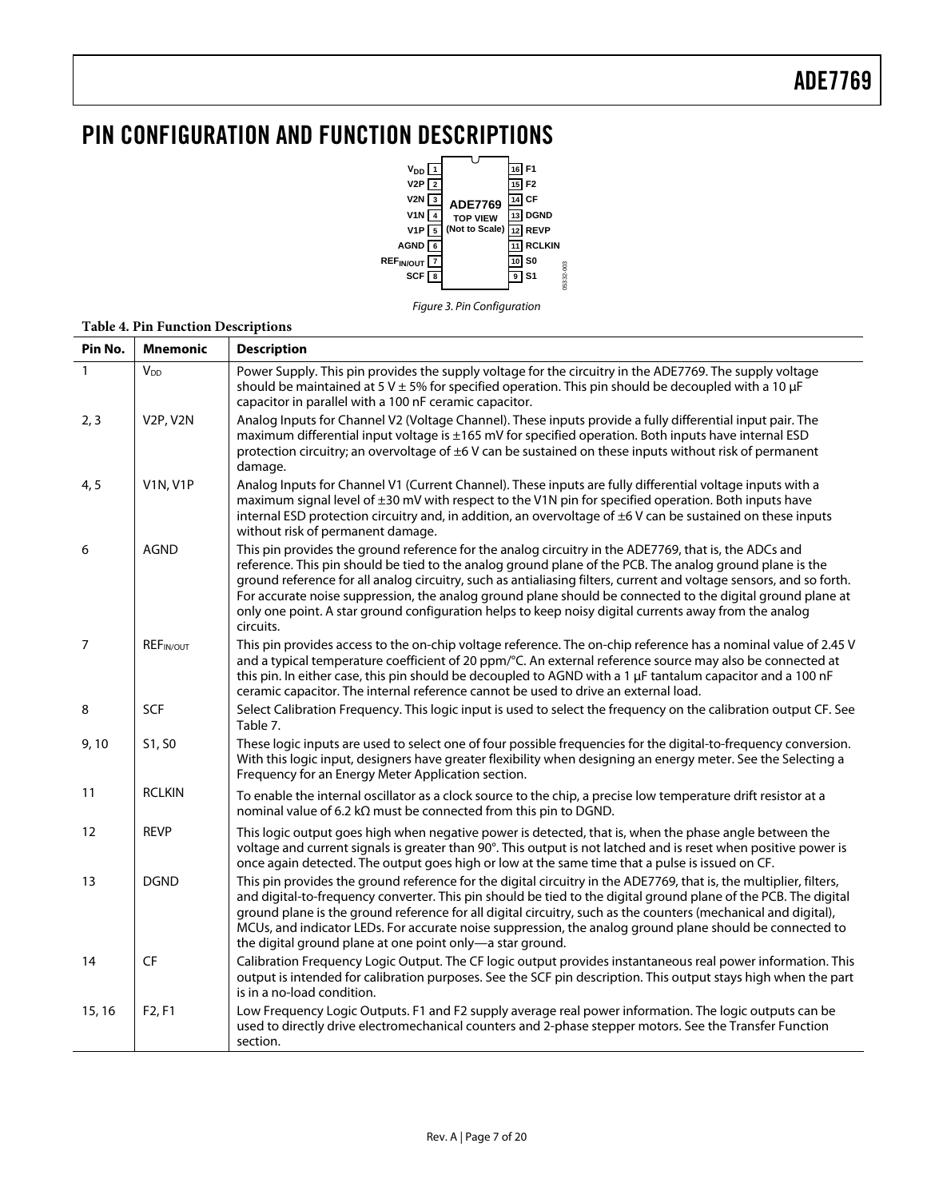# PIN CONFIGURATION AND FUNCTION DESCRIPTIONS

Figure 3. Pin Configuration

**Table 4. Pin Function Descriptions**

| Pin No. | Mnemonic | Description |
|---|---|---|
| 1 | $V_{DD}$ | Power Supply. This pin provides the supply voltage for the circuitry in the ADE7769. The supply voltage should be maintained at 5 V ± 5% for specified operation. This pin should be decoupled with a 10 µF capacitor in parallel with a 100 nF ceramic capacitor. |
| 2, 3 | V2P, V2N | Analog Inputs for Channel V2 (Voltage Channel). These inputs provide a fully differential input pair. The maximum differential input voltage is ±165 mV for specified operation. Both inputs have internal ESD protection circuitry; an overvoltage of ±6 V can be sustained on these inputs without risk of permanent damage. |
| 4, 5 | V1N, V1P | Analog Inputs for Channel V1 (Current Channel). These inputs are fully differential voltage inputs with a maximum signal level of ±30 mV with respect to the V1N pin for specified operation. Both inputs have internal ESD protection circuitry and, in addition, an overvoltage of ±6 V can be sustained on these inputs without risk of permanent damage. |
| 6 | AGND | This pin provides the ground reference for the analog circuitry in the ADE7769, that is, the ADCs and reference. This pin should be tied to the analog ground plane of the PCB. The analog ground plane is the ground reference for all analog circuitry, such as antialiasing filters, current and voltage sensors, and so forth. For accurate noise suppression, the analog ground plane should be connected to the digital ground plane at only one point. A star ground configuration helps to keep noisy digital currents away from the analog circuits. |
| 7 | $REF_{IN/OUT}$ | This pin provides access to the on-chip voltage reference. The on-chip reference has a nominal value of 2.45 V and a typical temperature coefficient of 20 ppm/°C. An external reference source may also be connected at this pin. In either case, this pin should be decoupled to AGND with a 1 µF tantalum capacitor and a 100 nF ceramic capacitor. The internal reference cannot be used to drive an external load. |
| 8 | SCF | Select Calibration Frequency. This logic input is used to select the frequency on the calibration output CF. See Table 7. |
| 9, 10 | S1, S0 | These logic inputs are used to select one of four possible frequencies for the digital-to-frequency conversion. With this logic input, designers have greater flexibility when designing an energy meter. See the Selecting a Frequency for an Energy Meter Application section. |
| 11 | RCLKIN | To enable the internal oscillator as a clock source to the chip, a precise low temperature drift resistor at a nominal value of 6.2 kΩ must be connected from this pin to DGND. |
| 12 | REVP | This logic output goes high when negative power is detected, that is, when the phase angle between the voltage and current signals is greater than 90°. This output is not latched and is reset when positive power is once again detected. The output goes high or low at the same time that a pulse is issued on CF. |
| 13 | DGND | This pin provides the ground reference for the digital circuitry in the ADE7769, that is, the multiplier, filters, and digital-to-frequency converter. This pin should be tied to the digital ground plane of the PCB. The digital ground plane is the ground reference for all digital circuitry, such as the counters (mechanical and digital), MCUs, and indicator LEDs. For accurate noise suppression, the analog ground plane should be connected to the digital ground plane at one point only—a star ground. |
| 14 | CF | Calibration Frequency Logic Output. The CF logic output provides instantaneous real power information. This output is intended for calibration purposes. See the SCF pin description. This output stays high when the part is in a no-load condition. |
| 15, 16 | F2, F1 | Low Frequency Logic Outputs. F1 and F2 supply average real power information. The logic outputs can be used to directly drive electromechanical counters and 2-phase stepper motors. See the Transfer Function section. |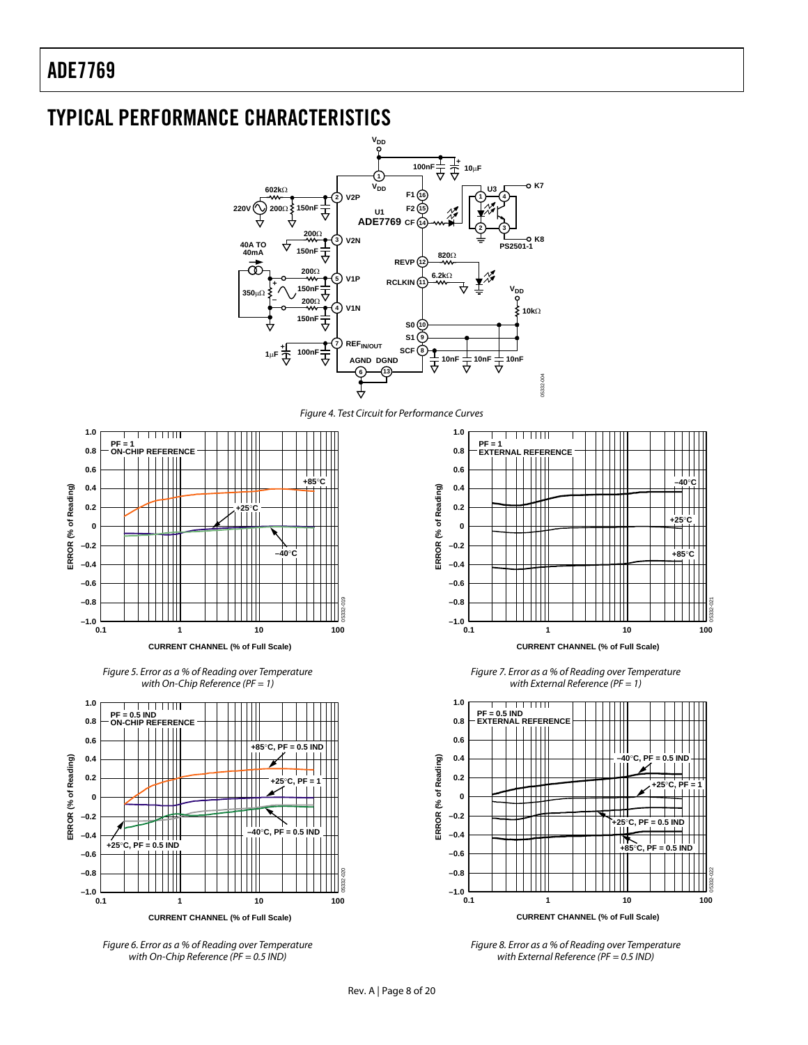## TYPICAL PERFORMANCE CHARACTERISTICS

*Figure 4. Test Circuit for Performance Curves*

*Figure 5. Error as a % of Reading over Temperature with On-Chip Reference (PF = 1)*

*Figure 6. Error as a % of Reading over Temperature with On-Chip Reference (PF = 0.5 IND)*

*Figure 7. Error as a % of Reading over Temperature with External Reference (PF = 1)*

*Figure 8. Error as a % of Reading over Temperature with External Reference (PF = 0.5 IND)*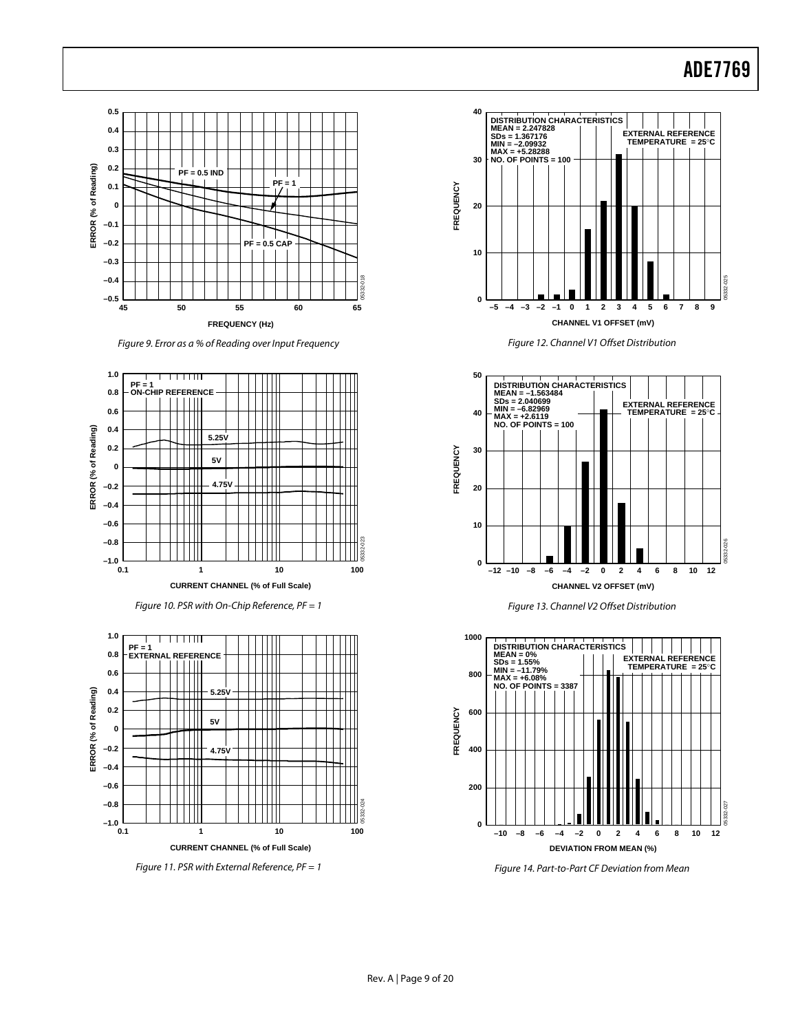Figure 9. Error as a % of Reading over Input Frequency

Figure 10. PSR with On-Chip Reference, PF = 1

Figure 11. PSR with External Reference, PF = 1

Figure 12. Channel V1 Offset Distribution

Figure 13. Channel V2 Offset Distribution

Figure 14. Part-to-Part CF Deviation from Mean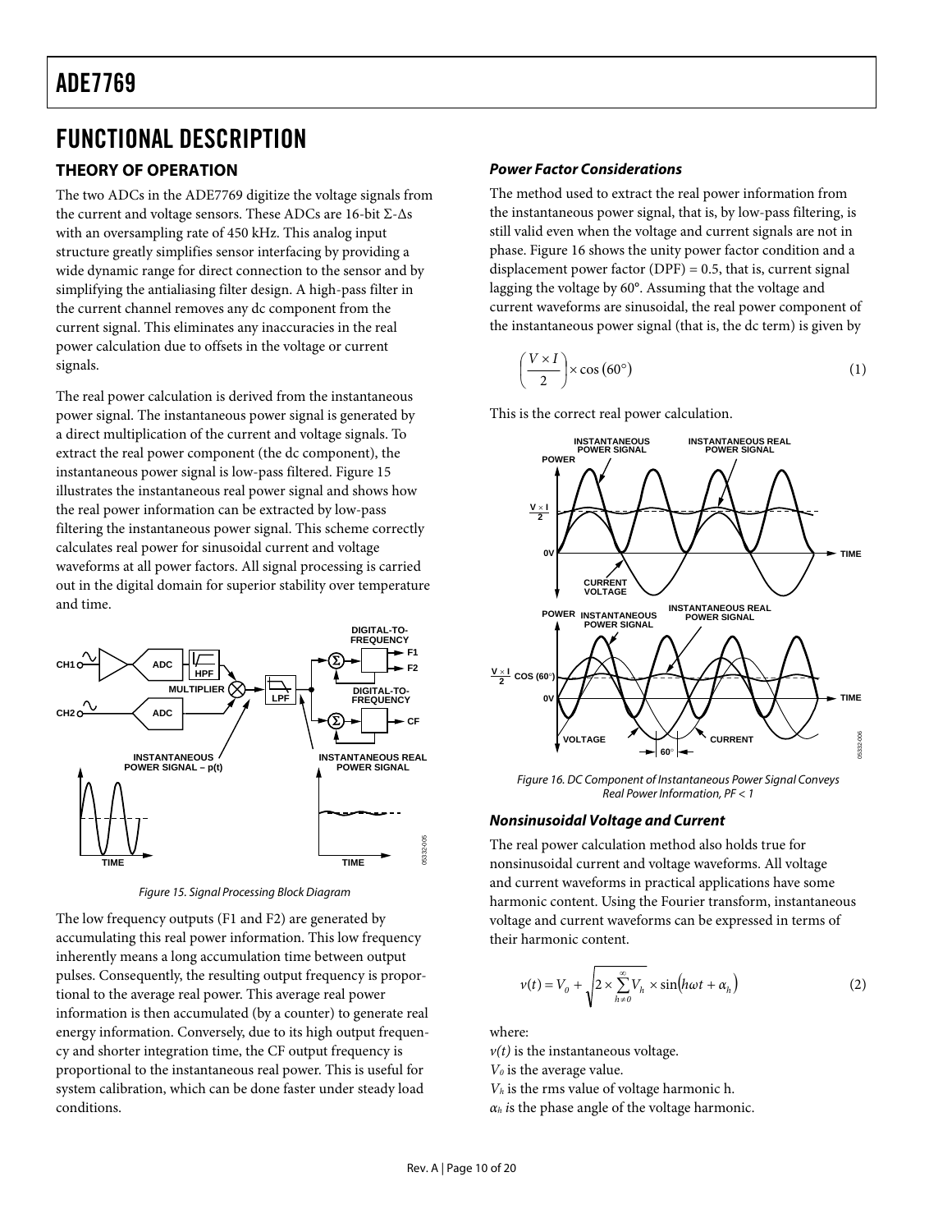# FUNCTIONAL DESCRIPTION

## THEORY OF OPERATION

The two ADCs in the ADE7769 digitize the voltage signals from the current and voltage sensors. These ADCs are 16-bit Σ-Δs with an oversampling rate of 450 kHz. This analog input structure greatly simplifies sensor interfacing by providing a wide dynamic range for direct connection to the sensor and by simplifying the antialiasing filter design. A high-pass filter in the current channel removes any dc component from the current signal. This eliminates any inaccuracies in the real power calculation due to offsets in the voltage or current signals.

The real power calculation is derived from the instantaneous power signal. The instantaneous power signal is generated by a direct multiplication of the current and voltage signals. To extract the real power component (the dc component), the instantaneous power signal is low-pass filtered. Figure 15 illustrates the instantaneous real power signal and shows how the real power information can be extracted by low-pass filtering the instantaneous power signal. This scheme correctly calculates real power for sinusoidal current and voltage waveforms at all power factors. All signal processing is carried out in the digital domain for superior stability over temperature and time.

Figure 15. Signal Processing Block Diagram

The low frequency outputs (F1 and F2) are generated by accumulating this real power information. This low frequency inherently means a long accumulation time between output pulses. Consequently, the resulting output frequency is proportional to the average real power. This average real power information is then accumulated (by a counter) to generate real energy information. Conversely, due to its high output frequency and shorter integration time, the CF output frequency is proportional to the instantaneous real power. This is useful for system calibration, which can be done faster under steady load conditions.

### *Power Factor Considerations*

The method used to extract the real power information from the instantaneous power signal, that is, by low-pass filtering, is still valid even when the voltage and current signals are not in phase. Figure 16 shows the unity power factor condition and a displacement power factor (DPF) = 0.5, that is, current signal lagging the voltage by 60°. Assuming that the voltage and current waveforms are sinusoidal, the real power component of the instantaneous power signal (that is, the dc term) is given by

$$\left(\frac{V \times I}{2}\right) \times \cos(60°) \tag{1}$$

This is the correct real power calculation.

Figure 16. DC Component of Instantaneous Power Signal Conveys Real Power Information, PF < 1

### *Nonsinusoidal Voltage and Current*

The real power calculation method also holds true for nonsinusoidal current and voltage waveforms. All voltage and current waveforms in practical applications have some harmonic content. Using the Fourier transform, instantaneous voltage and current waveforms can be expressed in terms of their harmonic content.

$$v(t) = V_0 + \sqrt{2 \times \sum_{h \neq 0}^{\infty} V_h} \times \sin(h\omega t + \alpha_h) \tag{2}$$

where:

$v(t)$ is the instantaneous voltage.

$V_0$ is the average value.

$V_h$ is the rms value of voltage harmonic h.

$\alpha_h$ is the phase angle of the voltage harmonic.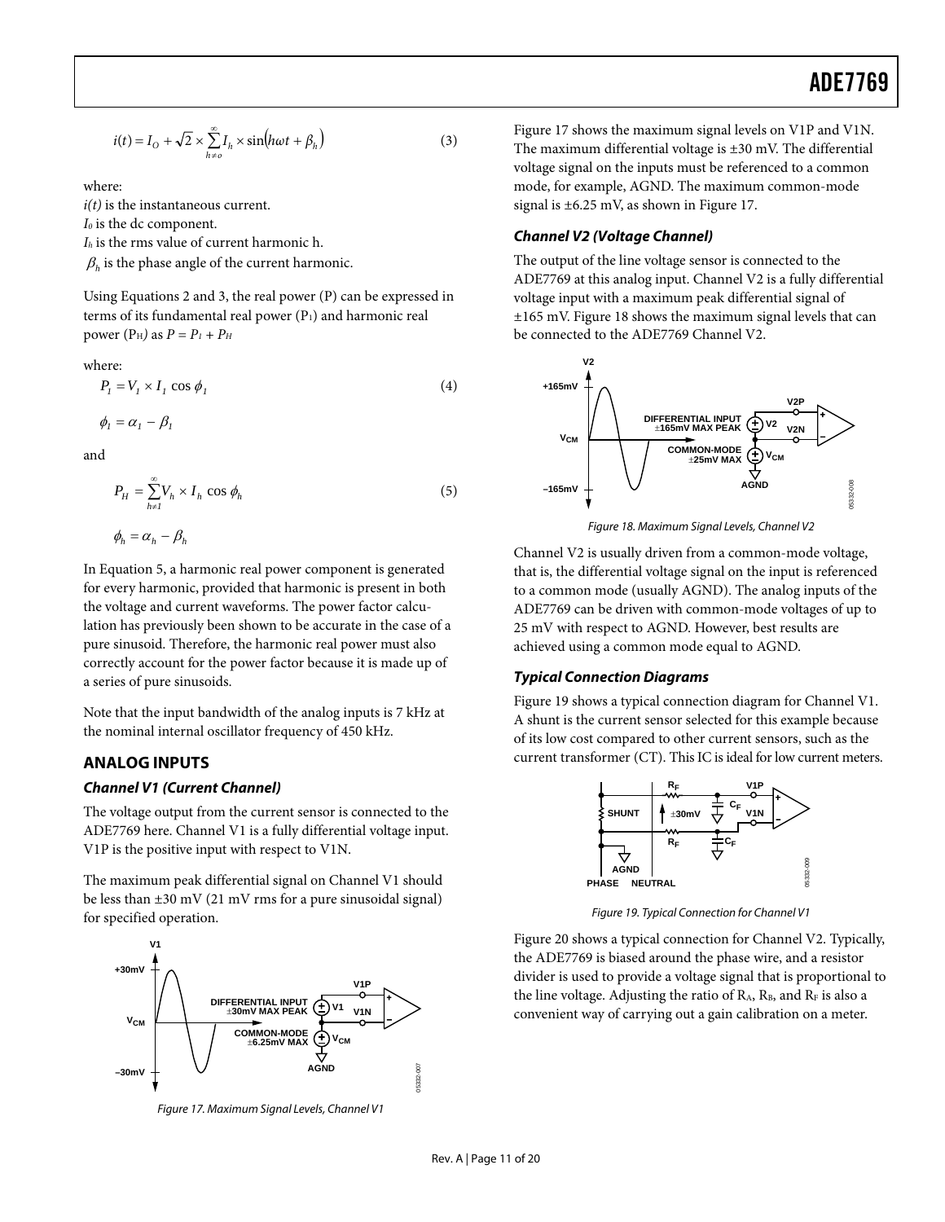$$i(t) = I_O + \sqrt{2} \times \sum_{h \neq o}^{\infty} I_h \times \sin(h\omega t + \beta_h) \quad (3)$$

where:

$i(t)$ is the instantaneous current.
$I_0$ is the dc component.
$I_h$ is the rms value of current harmonic h.
$\beta_h$ is the phase angle of the current harmonic.

Using Equations 2 and 3, the real power (P) can be expressed in terms of its fundamental real power ($P_1$) and harmonic real power ($P_H$) as $P = P_1 + P_H$

where:

$$P_1 = V_1 \times I_1 \cos \phi_1 \quad (4)$$

$$\phi_1 = \alpha_1 - \beta_1$$

and

$$P_H = \sum_{h \neq 1}^{\infty} V_h \times I_h \cos \phi_h \quad (5)$$

$$\phi_h = \alpha_h - \beta_h$$

In Equation 5, a harmonic real power component is generated for every harmonic, provided that harmonic is present in both the voltage and current waveforms. The power factor calculation has previously been shown to be accurate in the case of a pure sinusoid. Therefore, the harmonic real power must also correctly account for the power factor because it is made up of a series of pure sinusoids.

Note that the input bandwidth of the analog inputs is 7 kHz at the nominal internal oscillator frequency of 450 kHz.

## ANALOG INPUTS

### Channel V1 (Current Channel)

The voltage output from the current sensor is connected to the ADE7769 here. Channel V1 is a fully differential voltage input. V1P is the positive input with respect to V1N.

The maximum peak differential signal on Channel V1 should be less than ±30 mV (21 mV rms for a pure sinusoidal signal) for specified operation.

Figure 17. Maximum Signal Levels, Channel V1

Figure 17 shows the maximum signal levels on V1P and V1N. The maximum differential voltage is ±30 mV. The differential voltage signal on the inputs must be referenced to a common mode, for example, AGND. The maximum common-mode signal is ±6.25 mV, as shown in Figure 17.

### Channel V2 (Voltage Channel)

The output of the line voltage sensor is connected to the ADE7769 at this analog input. Channel V2 is a fully differential voltage input with a maximum peak differential signal of ±165 mV. Figure 18 shows the maximum signal levels that can be connected to the ADE7769 Channel V2.

Figure 18. Maximum Signal Levels, Channel V2

Channel V2 is usually driven from a common-mode voltage, that is, the differential voltage signal on the input is referenced to a common mode (usually AGND). The analog inputs of the ADE7769 can be driven with common-mode voltages of up to 25 mV with respect to AGND. However, best results are achieved using a common mode equal to AGND.

### Typical Connection Diagrams

Figure 19 shows a typical connection diagram for Channel V1. A shunt is the current sensor selected for this example because of its low cost compared to other current sensors, such as the current transformer (CT). This IC is ideal for low current meters.

Figure 19. Typical Connection for Channel V1

Figure 20 shows a typical connection for Channel V2. Typically, the ADE7769 is biased around the phase wire, and a resistor divider is used to provide a voltage signal that is proportional to the line voltage. Adjusting the ratio of $R_A$, $R_B$, and $R_F$ is also a convenient way of carrying out a gain calibration on a meter.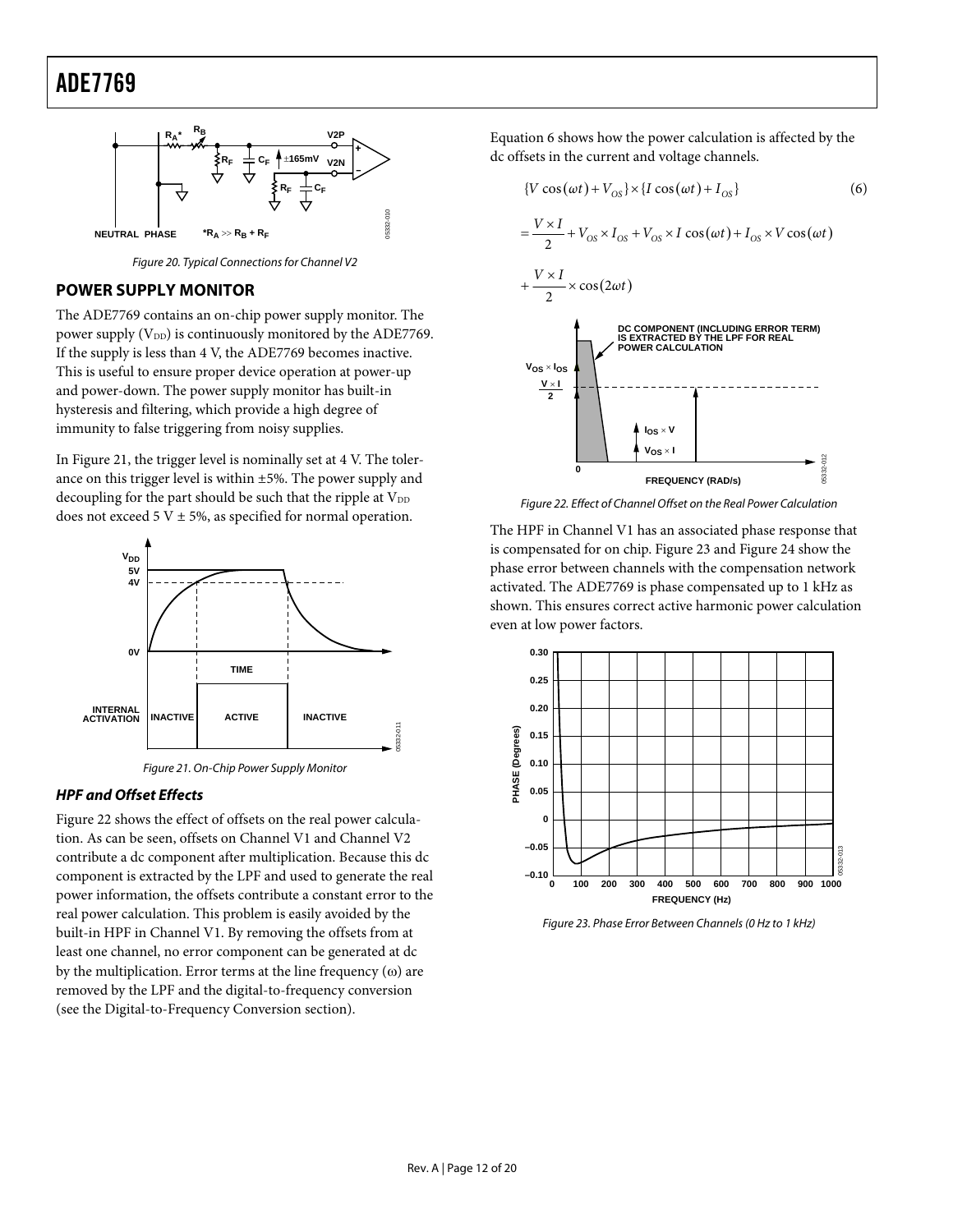Figure 20. Typical Connections for Channel V2

## POWER SUPPLY MONITOR

The ADE7769 contains an on-chip power supply monitor. The power supply ($V_{DD}$) is continuously monitored by the ADE7769. If the supply is less than 4 V, the ADE7769 becomes inactive. This is useful to ensure proper device operation at power-up and power-down. The power supply monitor has built-in hysteresis and filtering, which provide a high degree of immunity to false triggering from noisy supplies.

In Figure 21, the trigger level is nominally set at 4 V. The tolerance on this trigger level is within ±5%. The power supply and decoupling for the part should be such that the ripple at $V_{DD}$ does not exceed 5 V ± 5%, as specified for normal operation.

Figure 21. On-Chip Power Supply Monitor

### *HPF and Offset Effects*

Figure 22 shows the effect of offsets on the real power calculation. As can be seen, offsets on Channel V1 and Channel V2 contribute a dc component after multiplication. Because this dc component is extracted by the LPF and used to generate the real power information, the offsets contribute a constant error to the real power calculation. This problem is easily avoided by the built-in HPF in Channel V1. By removing the offsets from at least one channel, no error component can be generated at dc by the multiplication. Error terms at the line frequency (ω) are removed by the LPF and the digital-to-frequency conversion (see the Digital-to-Frequency Conversion section).

Equation 6 shows how the power calculation is affected by the dc offsets in the current and voltage channels.

$$\{V\cos(\omega t) + V_{OS}\} \times \{I\cos(\omega t) + I_{OS}\} \quad (6)$$

$$= \frac{V \times I}{2} + V_{OS} \times I_{OS} + V_{OS} \times I\cos(\omega t) + I_{OS} \times V\cos(\omega t)$$

$$+ \frac{V \times I}{2} \times \cos(2\omega t)$$

Figure 22. Effect of Channel Offset on the Real Power Calculation

The HPF in Channel V1 has an associated phase response that is compensated for on chip. Figure 23 and Figure 24 show the phase error between channels with the compensation network activated. The ADE7769 is phase compensated up to 1 kHz as shown. This ensures correct active harmonic power calculation even at low power factors.

Figure 23. Phase Error Between Channels (0 Hz to 1 kHz)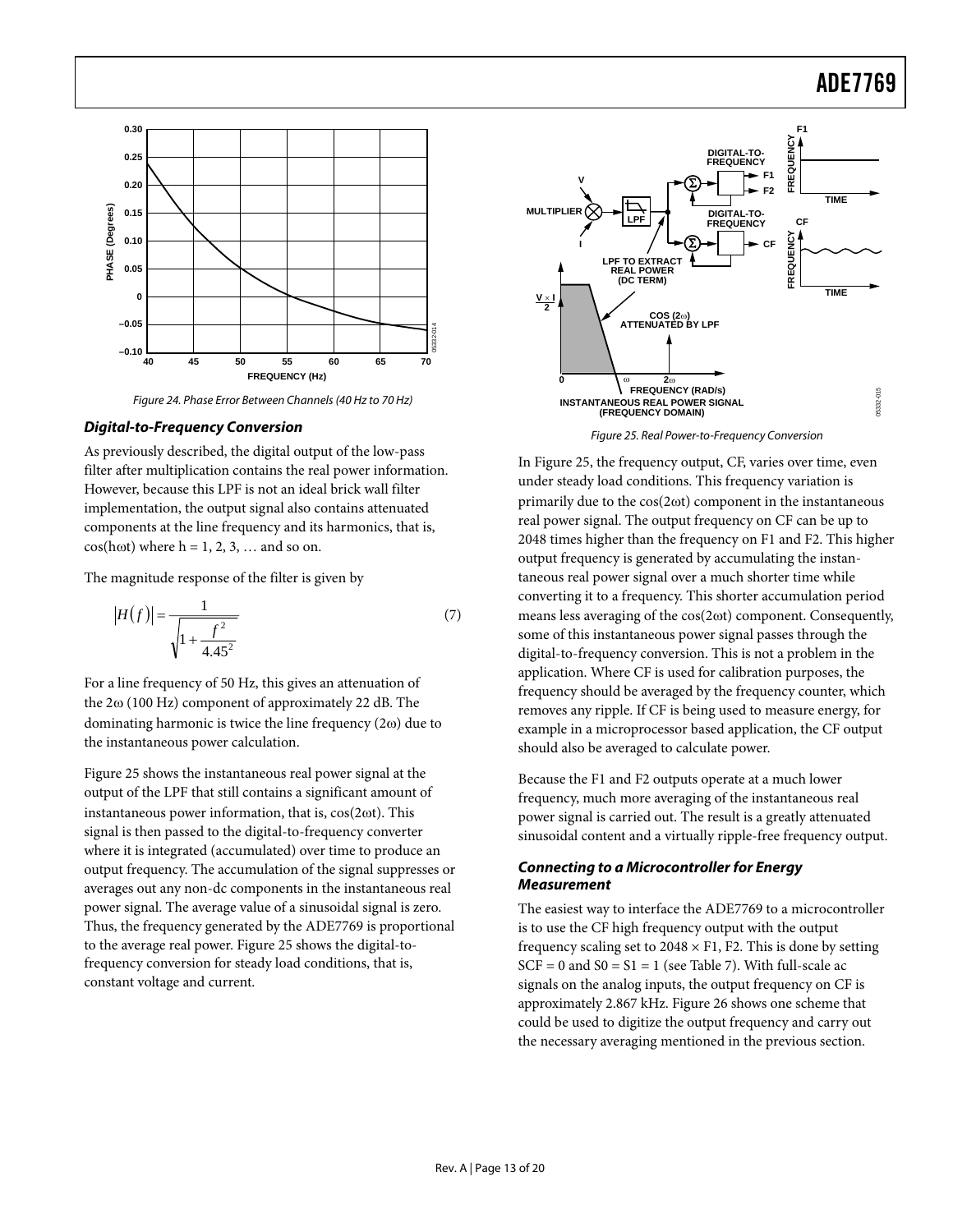Figure 24. Phase Error Between Channels (40 Hz to 70 Hz)

### Digital-to-Frequency Conversion

As previously described, the digital output of the low-pass filter after multiplication contains the real power information. However, because this LPF is not an ideal brick wall filter implementation, the output signal also contains attenuated components at the line frequency and its harmonics, that is, cos(hωt) where h = 1, 2, 3, … and so on.

The magnitude response of the filter is given by

$$|H(f)| = \frac{1}{\sqrt{1 + \frac{f^2}{4.45^2}}} \quad (7)$$

For a line frequency of 50 Hz, this gives an attenuation of the 2ω (100 Hz) component of approximately 22 dB. The dominating harmonic is twice the line frequency (2ω) due to the instantaneous power calculation.

Figure 25 shows the instantaneous real power signal at the output of the LPF that still contains a significant amount of instantaneous power information, that is, cos(2ωt). This signal is then passed to the digital-to-frequency converter where it is integrated (accumulated) over time to produce an output frequency. The accumulation of the signal suppresses or averages out any non-dc components in the instantaneous real power signal. The average value of a sinusoidal signal is zero. Thus, the frequency generated by the ADE7769 is proportional to the average real power. Figure 25 shows the digital-to-frequency conversion for steady load conditions, that is, constant voltage and current.

Figure 25. Real Power-to-Frequency Conversion

In Figure 25, the frequency output, CF, varies over time, even under steady load conditions. This frequency variation is primarily due to the cos(2ωt) component in the instantaneous real power signal. The output frequency on CF can be up to 2048 times higher than the frequency on F1 and F2. This higher output frequency is generated by accumulating the instantaneous real power signal over a much shorter time while converting it to a frequency. This shorter accumulation period means less averaging of the cos(2ωt) component. Consequently, some of this instantaneous power signal passes through the digital-to-frequency conversion. This is not a problem in the application. Where CF is used for calibration purposes, the frequency should be averaged by the frequency counter, which removes any ripple. If CF is being used to measure energy, for example in a microprocessor based application, the CF output should also be averaged to calculate power.

Because the F1 and F2 outputs operate at a much lower frequency, much more averaging of the instantaneous real power signal is carried out. The result is a greatly attenuated sinusoidal content and a virtually ripple-free frequency output.

### Connecting to a Microcontroller for Energy Measurement

The easiest way to interface the ADE7769 to a microcontroller is to use the CF high frequency output with the output frequency scaling set to 2048 × F1, F2. This is done by setting SCF = 0 and S0 = S1 = 1 (see Table 7). With full-scale ac signals on the analog inputs, the output frequency on CF is approximately 2.867 kHz. Figure 26 shows one scheme that could be used to digitize the output frequency and carry out the necessary averaging mentioned in the previous section.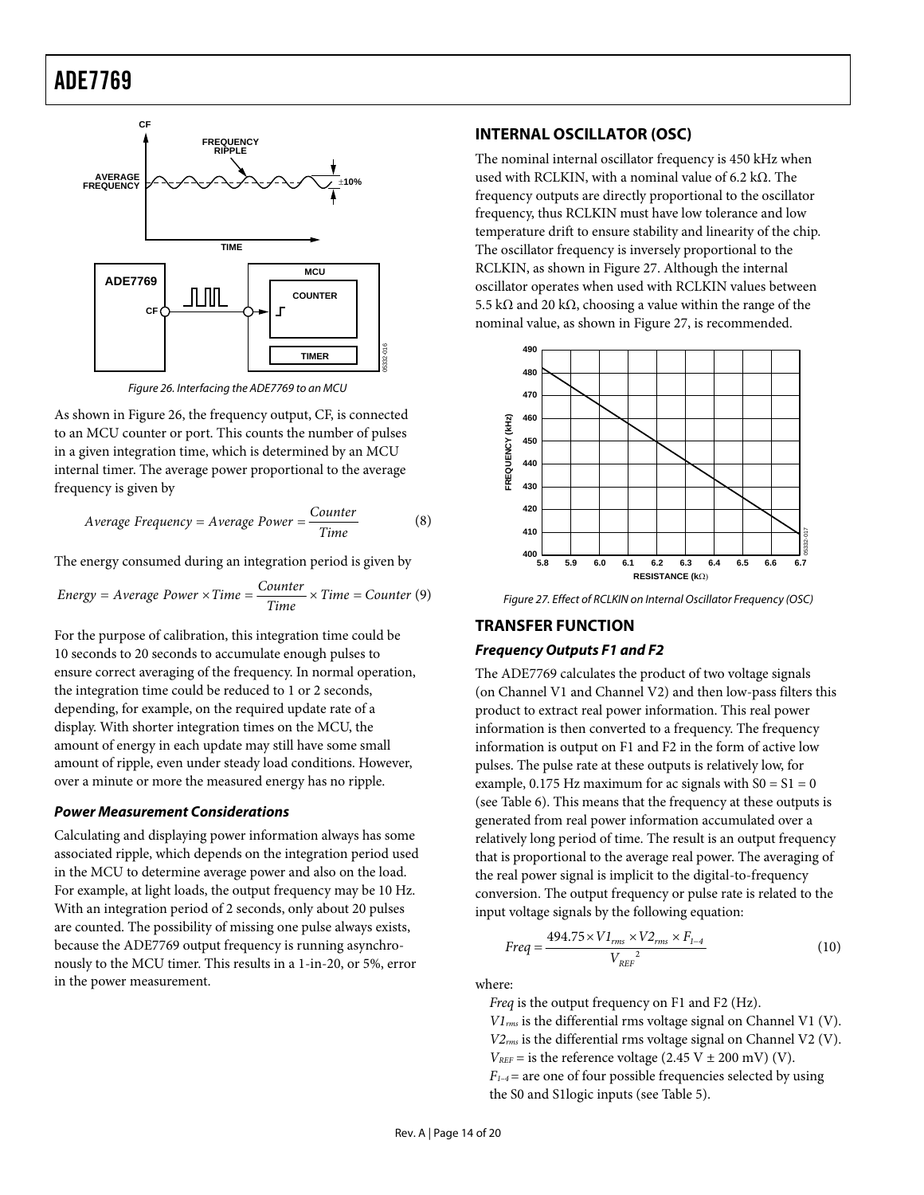Figure 26. Interfacing the ADE7769 to an MCU

As shown in Figure 26, the frequency output, CF, is connected to an MCU counter or port. This counts the number of pulses in a given integration time, which is determined by an MCU internal timer. The average power proportional to the average frequency is given by

$$Average\ Frequency = Average\ Power = \frac{Counter}{Time} \tag{8}$$

The energy consumed during an integration period is given by

$$Energy = Average\ Power \times Time = \frac{Counter}{Time} \times Time = Counter \tag{9}$$

For the purpose of calibration, this integration time could be 10 seconds to 20 seconds to accumulate enough pulses to ensure correct averaging of the frequency. In normal operation, the integration time could be reduced to 1 or 2 seconds, depending, for example, on the required update rate of a display. With shorter integration times on the MCU, the amount of energy in each update may still have some small amount of ripple, even under steady load conditions. However, over a minute or more the measured energy has no ripple.

### Power Measurement Considerations

Calculating and displaying power information always has some associated ripple, which depends on the integration period used in the MCU to determine average power and also on the load. For example, at light loads, the output frequency may be 10 Hz. With an integration period of 2 seconds, only about 20 pulses are counted. The possibility of missing one pulse always exists, because the ADE7769 output frequency is running asynchronously to the MCU timer. This results in a 1-in-20, or 5%, error in the power measurement.

## INTERNAL OSCILLATOR (OSC)

The nominal internal oscillator frequency is 450 kHz when used with RCLKIN, with a nominal value of 6.2 kΩ. The frequency outputs are directly proportional to the oscillator frequency, thus RCLKIN must have low tolerance and low temperature drift to ensure stability and linearity of the chip. The oscillator frequency is inversely proportional to the RCLKIN, as shown in Figure 27. Although the internal oscillator operates when used with RCLKIN values between 5.5 kΩ and 20 kΩ, choosing a value within the range of the nominal value, as shown in Figure 27, is recommended.

Figure 27. Effect of RCLKIN on Internal Oscillator Frequency (OSC)

## TRANSFER FUNCTION

### Frequency Outputs F1 and F2

The ADE7769 calculates the product of two voltage signals (on Channel V1 and Channel V2) and then low-pass filters this product to extract real power information. This real power information is then converted to a frequency. The frequency information is output on F1 and F2 in the form of active low pulses. The pulse rate at these outputs is relatively low, for example, 0.175 Hz maximum for ac signals with S0 = S1 = 0 (see Table 6). This means that the frequency at these outputs is generated from real power information accumulated over a relatively long period of time. The result is an output frequency that is proportional to the average real power. The averaging of the real power signal is implicit to the digital-to-frequency conversion. The output frequency or pulse rate is related to the input voltage signals by the following equation:

$$Freq = \frac{494.75 \times V1_{rms} \times V2_{rms} \times F_{1-4}}{V_{REF}^{\ 2}} \tag{10}$$

where:

*Freq* is the output frequency on F1 and F2 (Hz).
$V1_{rms}$ is the differential rms voltage signal on Channel V1 (V).
$V2_{rms}$ is the differential rms voltage signal on Channel V2 (V).
$V_{REF}$ = is the reference voltage (2.45 V ± 200 mV) (V).
$F_{1-4}$ = are one of four possible frequencies selected by using the S0 and S1logic inputs (see Table 5).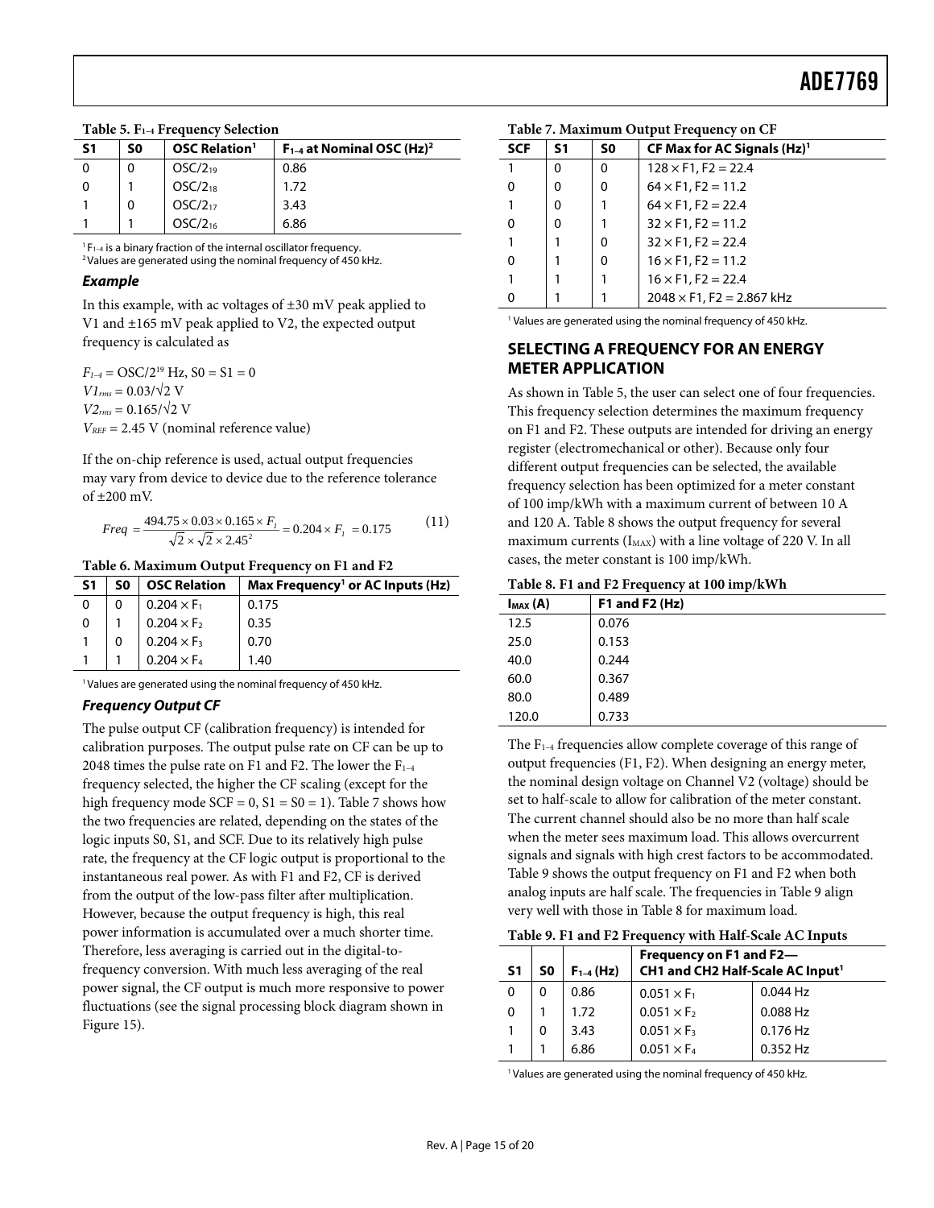**Table 5. $F_{1-4}$ Frequency Selection**

| S1 | S0 | OSC Relation[1] | $F_{1-4}$ at Nominal OSC (Hz)[2] |
|---|---|---|---|
| 0 | 0 | $OSC/2^{19}$ | 0.86 |
| 0 | 1 | $OSC/2^{18}$ | 1.72 |
| 1 | 0 | $OSC/2^{17}$ | 3.43 |
| 1 | 1 | $OSC/2^{16}$ | 6.86 |

[1] $F_{1-4}$ is a binary fraction of the internal oscillator frequency.
[2] Values are generated using the nominal frequency of 450 kHz.

### *Example*

In this example, with ac voltages of ±30 mV peak applied to V1 and ±165 mV peak applied to V2, the expected output frequency is calculated as

$F_{1-4} = OSC/2^{19}$ Hz, S0 = S1 = 0
$V1_{rms} = 0.03/\sqrt{2}$ V
$V2_{rms} = 0.165/\sqrt{2}$ V
$V_{REF} = 2.45$ V (nominal reference value)

If the on-chip reference is used, actual output frequencies may vary from device to device due to the reference tolerance of ±200 mV.

$$Freq = \frac{494.75 \times 0.03 \times 0.165 \times F_1}{\sqrt{2} \times \sqrt{2} \times 2.45^2} = 0.204 \times F_1 = 0.175 \tag{11}$$

**Table 6. Maximum Output Frequency on F1 and F2**

| S1 | S0 | OSC Relation | Max Frequency[1] or AC Inputs (Hz) |
|---|---|---|---|
| 0 | 0 | $0.204 \times F_1$ | 0.175 |
| 0 | 1 | $0.204 \times F_2$ | 0.35 |
| 1 | 0 | $0.204 \times F_3$ | 0.70 |
| 1 | 1 | $0.204 \times F_4$ | 1.40 |

[1] Values are generated using the nominal frequency of 450 kHz.

### *Frequency Output CF*

The pulse output CF (calibration frequency) is intended for calibration purposes. The output pulse rate on CF can be up to 2048 times the pulse rate on F1 and F2. The lower the $F_{1-4}$ frequency selected, the higher the CF scaling (except for the high frequency mode SCF = 0, S1 = S0 = 1). Table 7 shows how the two frequencies are related, depending on the states of the logic inputs S0, S1, and SCF. Due to its relatively high pulse rate, the frequency at the CF logic output is proportional to the instantaneous real power. As with F1 and F2, CF is derived from the output of the low-pass filter after multiplication. However, because the output frequency is high, this real power information is accumulated over a much shorter time. Therefore, less averaging is carried out in the digital-to-frequency conversion. With much less averaging of the real power signal, the CF output is much more responsive to power fluctuations (see the signal processing block diagram shown in Figure 15).

**Table 7. Maximum Output Frequency on CF**

| SCF | S1 | S0 | CF Max for AC Signals (Hz)[1] |
|---|---|---|---|
| 1 | 0 | 0 | $128 \times F1$, F2 = 22.4 |
| 0 | 0 | 0 | $64 \times F1$, F2 = 11.2 |
| 1 | 0 | 1 | $64 \times F1$, F2 = 22.4 |
| 0 | 0 | 1 | $32 \times F1$, F2 = 11.2 |
| 1 | 1 | 0 | $32 \times F1$, F2 = 22.4 |
| 0 | 1 | 0 | $16 \times F1$, F2 = 11.2 |
| 1 | 1 | 1 | $16 \times F1$, F2 = 22.4 |
| 0 | 1 | 1 | $2048 \times F1$, F2 = 2.867 kHz |

[1] Values are generated using the nominal frequency of 450 kHz.

## SELECTING A FREQUENCY FOR AN ENERGY METER APPLICATION

As shown in Table 5, the user can select one of four frequencies. This frequency selection determines the maximum frequency on F1 and F2. These outputs are intended for driving an energy register (electromechanical or other). Because only four different output frequencies can be selected, the available frequency selection has been optimized for a meter constant of 100 imp/kWh with a maximum current of between 10 A and 120 A. Table 8 shows the output frequency for several maximum currents ($I_{MAX}$) with a line voltage of 220 V. In all cases, the meter constant is 100 imp/kWh.

**Table 8. F1 and F2 Frequency at 100 imp/kWh**

| $I_{MAX}$ (A) | F1 and F2 (Hz) |
|---|---|
| 12.5 | 0.076 |
| 25.0 | 0.153 |
| 40.0 | 0.244 |
| 60.0 | 0.367 |
| 80.0 | 0.489 |
| 120.0 | 0.733 |

The $F_{1-4}$ frequencies allow complete coverage of this range of output frequencies (F1, F2). When designing an energy meter, the nominal design voltage on Channel V2 (voltage) should be set to half-scale to allow for calibration of the meter constant. The current channel should also be no more than half scale when the meter sees maximum load. This allows overcurrent signals and signals with high crest factors to be accommodated. Table 9 shows the output frequency on F1 and F2 when both analog inputs are half scale. The frequencies in Table 9 align very well with those in Table 8 for maximum load.

**Table 9. F1 and F2 Frequency with Half-Scale AC Inputs**

| S1 | S0 | $F_{1-4}$ (Hz) | Frequency on F1 and F2—CH1 and CH2 Half-Scale AC Input[1] | |
|---|---|---|---|---|
| 0 | 0 | 0.86 | $0.051 \times F_1$ | 0.044 Hz |
| 0 | 1 | 1.72 | $0.051 \times F_2$ | 0.088 Hz |
| 1 | 0 | 3.43 | $0.051 \times F_3$ | 0.176 Hz |
| 1 | 1 | 6.86 | $0.051 \times F_4$ | 0.352 Hz |

[1] Values are generated using the nominal frequency of 450 kHz.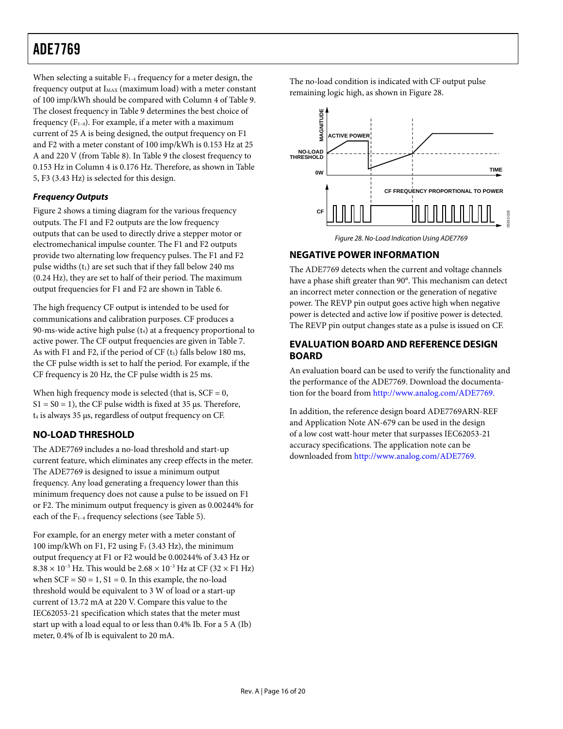When selecting a suitable $F_{1-4}$ frequency for a meter design, the frequency output at $I_{MAX}$ (maximum load) with a meter constant of 100 imp/kWh should be compared with Column 4 of Table 9. The closest frequency in Table 9 determines the best choice of frequency ($F_{1-4}$). For example, if a meter with a maximum current of 25 A is being designed, the output frequency on F1 and F2 with a meter constant of 100 imp/kWh is 0.153 Hz at 25 A and 220 V (from Table 8). In Table 9 the closest frequency to 0.153 Hz in Column 4 is 0.176 Hz. Therefore, as shown in Table 5, F3 (3.43 Hz) is selected for this design.

#### *Frequency Outputs*

Figure 2 shows a timing diagram for the various frequency outputs. The F1 and F2 outputs are the low frequency outputs that can be used to directly drive a stepper motor or electromechanical impulse counter. The F1 and F2 outputs provide two alternating low frequency pulses. The F1 and F2 pulse widths ($t_1$) are set such that if they fall below 240 ms (0.24 Hz), they are set to half of their period. The maximum output frequencies for F1 and F2 are shown in Table 6.

The high frequency CF output is intended to be used for communications and calibration purposes. CF produces a 90-ms-wide active high pulse ($t_4$) at a frequency proportional to active power. The CF output frequencies are given in Table 7. As with F1 and F2, if the period of CF ($t_5$) falls below 180 ms, the CF pulse width is set to half the period. For example, if the CF frequency is 20 Hz, the CF pulse width is 25 ms.

When high frequency mode is selected (that is, SCF = 0, S1 = S0 = 1), the CF pulse width is fixed at 35 μs. Therefore, $t_4$ is always 35 μs, regardless of output frequency on CF.

### NO-LOAD THRESHOLD

The ADE7769 includes a no-load threshold and start-up current feature, which eliminates any creep effects in the meter. The ADE7769 is designed to issue a minimum output frequency. Any load generating a frequency lower than this minimum frequency does not cause a pulse to be issued on F1 or F2. The minimum output frequency is given as 0.00244% for each of the $F_{1-4}$ frequency selections (see Table 5).

For example, for an energy meter with a meter constant of 100 imp/kWh on F1, F2 using $F_3$ (3.43 Hz), the minimum output frequency at F1 or F2 would be 0.00244% of 3.43 Hz or $8.38 \times 10^{-5}$ Hz. This would be $2.68 \times 10^{-3}$ Hz at CF (32 × F1 Hz) when SCF = S0 = 1, S1 = 0. In this example, the no-load threshold would be equivalent to 3 W of load or a start-up current of 13.72 mA at 220 V. Compare this value to the IEC62053-21 specification which states that the meter must start up with a load equal to or less than 0.4% Ib. For a 5 A (Ib) meter, 0.4% of Ib is equivalent to 20 mA.

The no-load condition is indicated with CF output pulse remaining logic high, as shown in Figure 28.

*Figure 28. No-Load Indication Using ADE7769*

### NEGATIVE POWER INFORMATION

The ADE7769 detects when the current and voltage channels have a phase shift greater than 90°. This mechanism can detect an incorrect meter connection or the generation of negative power. The REVP pin output goes active high when negative power is detected and active low if positive power is detected. The REVP pin output changes state as a pulse is issued on CF.

### EVALUATION BOARD AND REFERENCE DESIGN BOARD

An evaluation board can be used to verify the functionality and the performance of the ADE7769. Download the documentation for the board from http://www.analog.com/ADE7769.

In addition, the reference design board ADE7769ARN-REF and Application Note AN-679 can be used in the design of a low cost watt-hour meter that surpasses IEC62053-21 accuracy specifications. The application note can be downloaded from http://www.analog.com/ADE7769.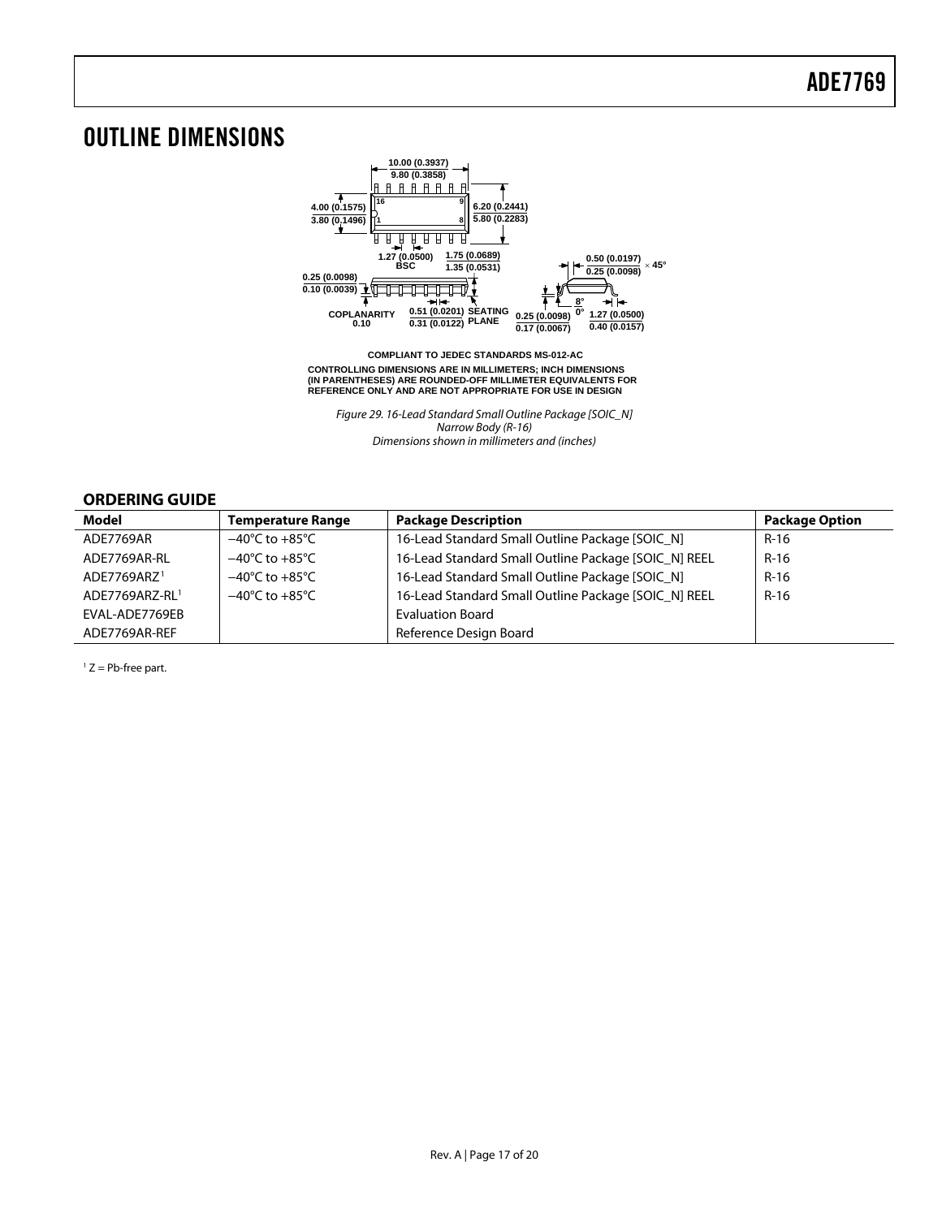# OUTLINE DIMENSIONS

COMPLIANT TO JEDEC STANDARDS MS-012-AC

CONTROLLING DIMENSIONS ARE IN MILLIMETERS; INCH DIMENSIONS (IN PARENTHESES) ARE ROUNDED-OFF MILLIMETER EQUIVALENTS FOR REFERENCE ONLY AND ARE NOT APPROPRIATE FOR USE IN DESIGN

*Figure 29. 16-Lead Standard Small Outline Package [SOIC_N] Narrow Body (R-16) Dimensions shown in millimeters and (inches)*

## ORDERING GUIDE

| Model | Temperature Range | Package Description | Package Option |
|---|---|---|---|
| ADE7769AR | −40°C to +85°C | 16-Lead Standard Small Outline Package [SOIC_N] | R-16 |
| ADE7769AR-RL | −40°C to +85°C | 16-Lead Standard Small Outline Package [SOIC_N] REEL | R-16 |
| ADE7769ARZ[1] | −40°C to +85°C | 16-Lead Standard Small Outline Package [SOIC_N] | R-16 |
| ADE7769ARZ-RL[1] | −40°C to +85°C | 16-Lead Standard Small Outline Package [SOIC_N] REEL | R-16 |
| EVAL-ADE7769EB | | Evaluation Board | |
| ADE7769AR-REF | | Reference Design Board | |

[1] Z = Pb-free part.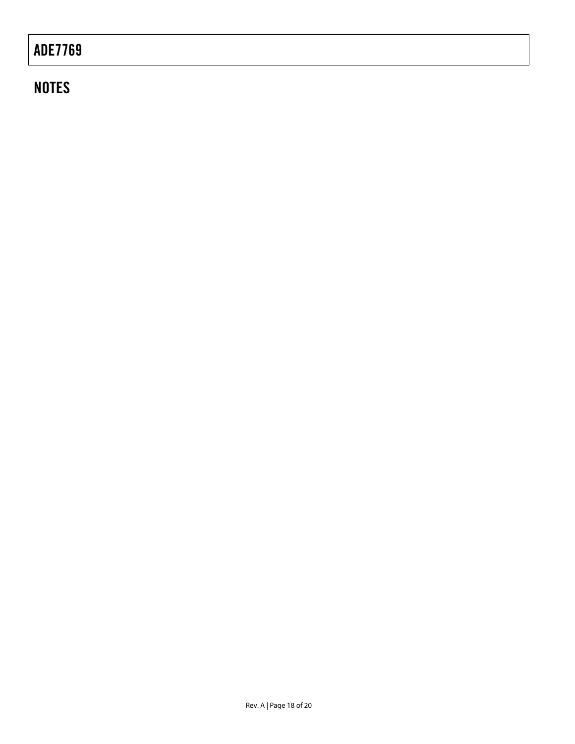## NOTES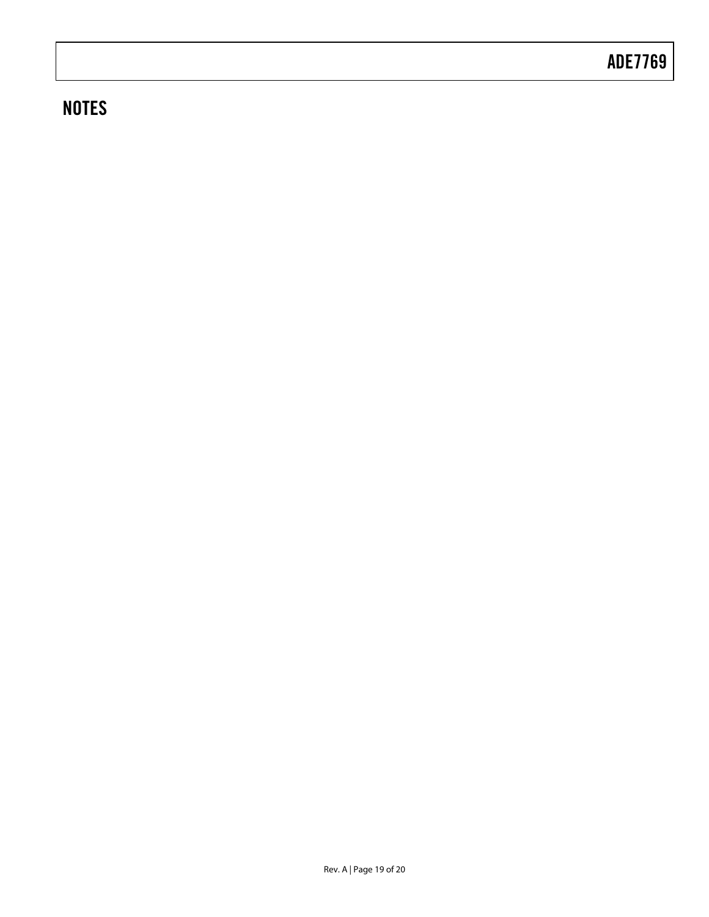## NOTES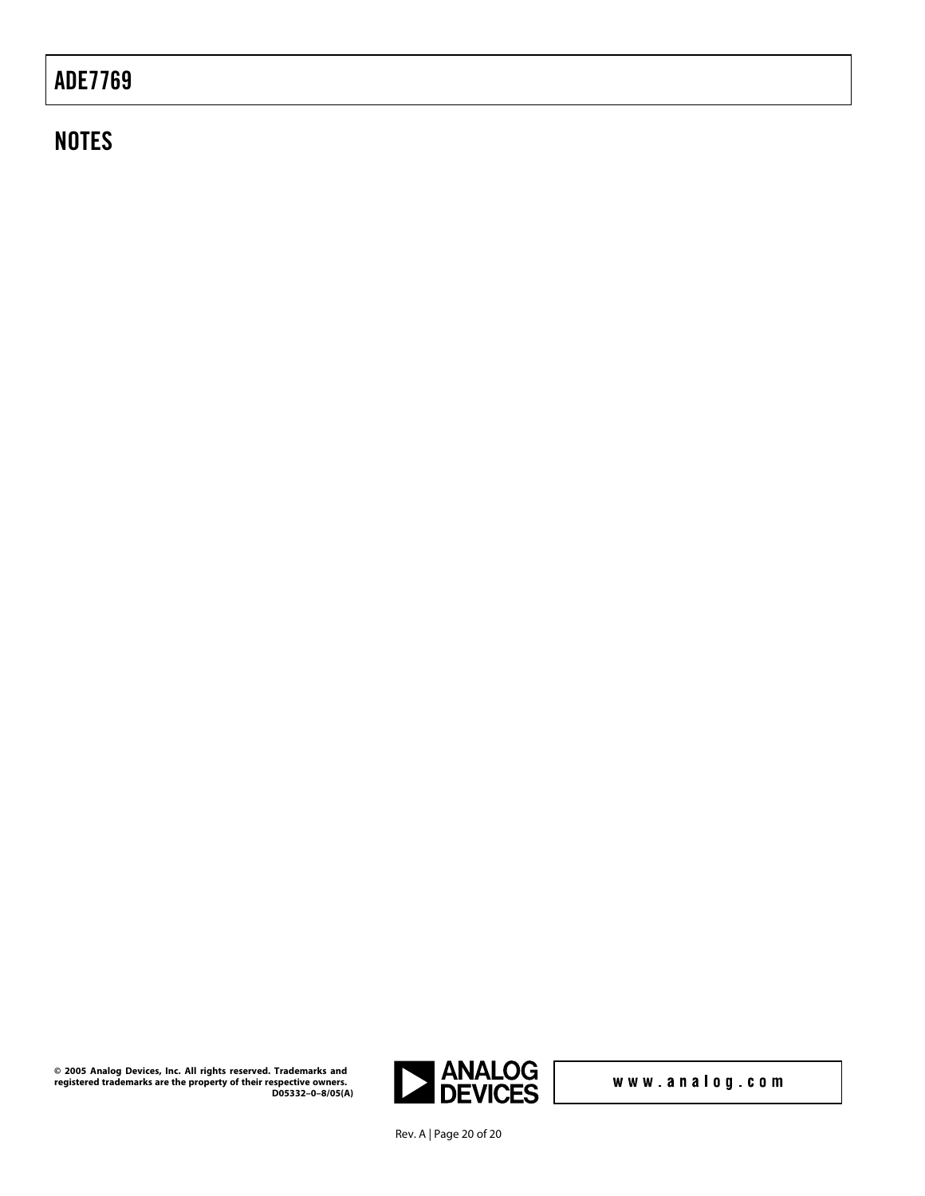## NOTES

© 2005 Analog Devices, Inc. All rights reserved. Trademarks and registered trademarks are the property of their respective owners.
D05332–0–8/05(A)

www.analog.com